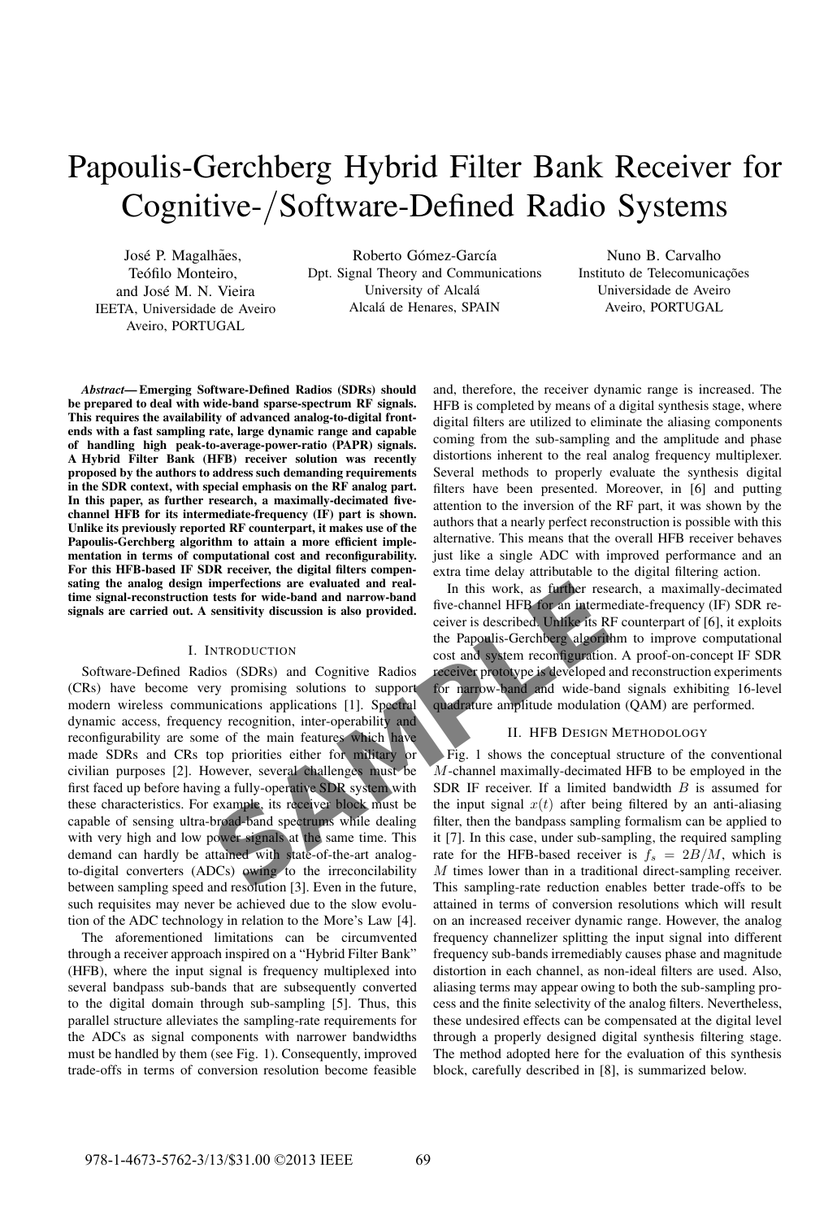# Papoulis-Gerchberg Hybrid Filter Bank Receiver for Cognitive-/Software-Defined Radio Systems

José P. Magalhães, Teófilo Monteiro, and José M. N. Vieira
IEETA, Universidade de Aveiro
Aveiro, PORTUGAL

Roberto Gómez-García
Dpt. Signal Theory and Communications
University of Alcalá
Alcalá de Henares, SPAIN

Nuno B. Carvalho
Instituto de Telecomunicações
Universidade de Aveiro
Aveiro, PORTUGAL

***Abstract*— Emerging Software-Defined Radios (SDRs) should be prepared to deal with wide-band sparse-spectrum RF signals. This requires the availability of advanced analog-to-digital front-ends with a fast sampling rate, large dynamic range and capable of handling high peak-to-average-power-ratio (PAPR) signals. A Hybrid Filter Bank (HFB) receiver solution was recently proposed by the authors to address such demanding requirements in the SDR context, with special emphasis on the RF analog part. In this paper, as further research, a maximally-decimated five-channel HFB for its intermediate-frequency (IF) part is shown. Unlike its previously reported RF counterpart, it makes use of the Papoulis-Gerchberg algorithm to attain a more efficient implementation in terms of computational cost and reconfigurability. For this HFB-based IF SDR receiver, the digital filters compensating the analog design imperfections are evaluated and real-time signal-reconstruction tests for wide-band and narrow-band signals are carried out. A sensitivity discussion is also provided.**

## I. Introduction

Software-Defined Radios (SDRs) and Cognitive Radios (CRs) have become very promising solutions to support modern wireless communications applications [1]. Spectral dynamic access, frequency recognition, inter-operability and reconfigurability are some of the main features which have made SDRs and CRs top priorities either for military or civilian purposes [2]. However, several challenges must be first faced up before having a fully-operative SDR system with these characteristics. For example, its receiver block must be capable of sensing ultra-broad-band spectrums while dealing with very high and low power signals at the same time. This demand can hardly be attained with state-of-the-art analog-to-digital converters (ADCs) owing to the irreconcilability between sampling speed and resolution [3]. Even in the future, such requisites may never be achieved due to the slow evolution of the ADC technology in relation to the More's Law [4].

The aforementioned limitations can be circumvented through a receiver approach inspired on a "Hybrid Filter Bank" (HFB), where the input signal is frequency multiplexed into several bandpass sub-bands that are subsequently converted to the digital domain through sub-sampling [5]. Thus, this parallel structure alleviates the sampling-rate requirements for the ADCs as signal components with narrower bandwidths must be handled by them (see Fig. 1). Consequently, improved trade-offs in terms of conversion resolution become feasible and, therefore, the receiver dynamic range is increased. The HFB is completed by means of a digital synthesis stage, where digital filters are utilized to eliminate the aliasing components coming from the sub-sampling and the amplitude and phase distortions inherent to the real analog frequency multiplexer. Several methods to properly evaluate the synthesis digital filters have been presented. Moreover, in [6] and putting attention to the inversion of the RF part, it was shown by the authors that a nearly perfect reconstruction is possible with this alternative. This means that the overall HFB receiver behaves just like a single ADC with improved performance and an extra time delay attributable to the digital filtering action.

In this work, as further research, a maximally-decimated five-channel HFB for an intermediate-frequency (IF) SDR receiver is described. Unlike its RF counterpart of [6], it exploits the Papoulis-Gerchberg algorithm to improve computational cost and system reconfiguration. A proof-on-concept IF SDR receiver prototype is developed and reconstruction experiments for narrow-band and wide-band signals exhibiting 16-level quadrature amplitude modulation (QAM) are performed.

## II. HFB Design Methodology

Fig. 1 shows the conceptual structure of the conventional $M$-channel maximally-decimated HFB to be employed in the SDR IF receiver. If a limited bandwidth $B$ is assumed for the input signal $x(t)$ after being filtered by an anti-aliasing filter, then the bandpass sampling formalism can be applied to it [7]. In this case, under sub-sampling, the required sampling rate for the HFB-based receiver is $f_s = 2B/M$, which is $M$ times lower than in a traditional direct-sampling receiver. This sampling-rate reduction enables better trade-offs to be attained in terms of conversion resolutions which will result on an increased receiver dynamic range. However, the analog frequency channelizer splitting the input signal into different frequency sub-bands irremediably causes phase and magnitude distortion in each channel, as non-ideal filters are used. Also, aliasing terms may appear owing to both the sub-sampling process and the finite selectivity of the analog filters. Nevertheless, these undesired effects can be compensated at the digital level through a properly designed digital synthesis filtering stage. The method adopted here for the evaluation of this synthesis block, carefully described in [8], is summarized below.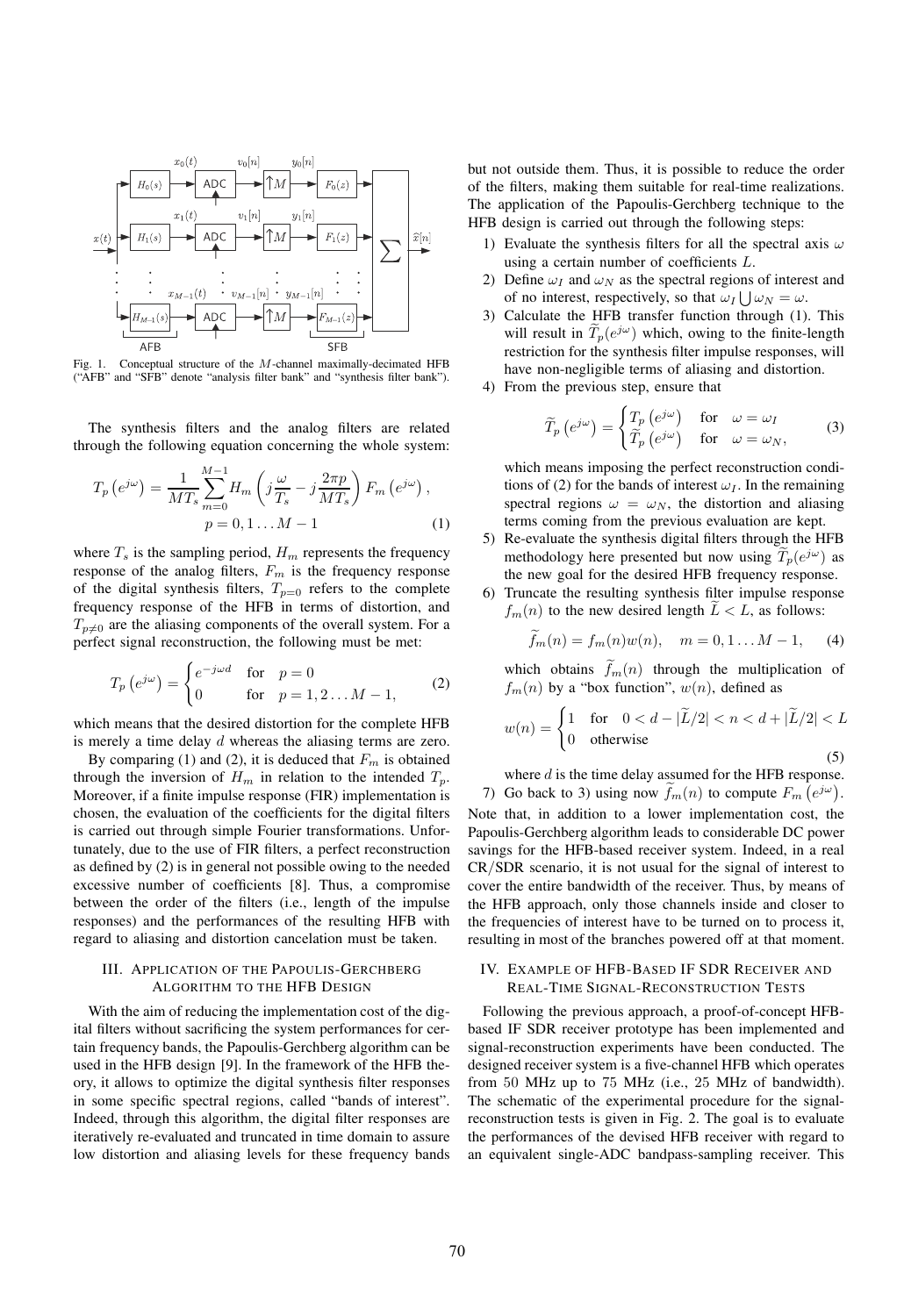Fig. 1. Conceptual structure of the $M$-channel maximally-decimated HFB ("AFB" and "SFB" denote "analysis filter bank" and "synthesis filter bank").

The synthesis filters and the analog filters are related through the following equation concerning the whole system:

$$T_p\left(e^{j\omega}\right) = \frac{1}{MT_s}\sum_{m=0}^{M-1} H_m\left(j\frac{\omega}{T_s} - j\frac{2\pi p}{MT_s}\right) F_m\left(e^{j\omega}\right), \quad p = 0, 1 \dots M-1 \tag{1}$$

where $T_s$ is the sampling period, $H_m$ represents the frequency response of the analog filters, $F_m$ is the frequency response of the digital synthesis filters, $T_{p=0}$ refers to the complete frequency response of the HFB in terms of distortion, and $T_{p\neq 0}$ are the aliasing components of the overall system. For a perfect signal reconstruction, the following must be met:

$$T_p\left(e^{j\omega}\right) = \begin{cases} e^{-j\omega d} & \text{for} \quad p = 0 \\ 0 & \text{for} \quad p = 1, 2 \dots M-1, \end{cases} \tag{2}$$

which is merely that the desired distortion for the complete HFB is merely a time delay $d$ whereas the aliasing terms are zero.

By comparing (1) and (2), it is deduced that $F_m$ is obtained through the inversion of $H_m$ in relation to the intended $T_p$. Moreover, if a finite impulse response (FIR) implementation is chosen, the evaluation of the coefficients for the digital filters is carried out through simple Fourier transformations. Unfortunately, due to the use of FIR filters, a perfect reconstruction as defined by (2) is in general not possible owing to the needed excessive number of coefficients [8]. Thus, a compromise between the order of the filters (i.e., length of the impulse responses) and the performances of the resulting HFB with regard to aliasing and distortion cancelation must be taken.

## III. Application of the Papoulis-Gerchberg Algorithm to the HFB Design

With the aim of reducing the implementation cost of the digital filters without sacrificing the system performances for certain frequency bands, the Papoulis-Gerchberg algorithm can be used in the HFB design [9]. In the framework of the HFB theory, it allows to optimize the digital synthesis filter responses in some specific spectral regions, called "bands of interest". Indeed, through this algorithm, the digital filter responses are iteratively re-evaluated and truncated in time domain to assure low distortion and aliasing levels for these frequency bands but not outside them. Thus, it is possible to reduce the order of the filters, making them suitable for real-time realizations. The application of the Papoulis-Gerchberg technique to the HFB design is carried out through the following steps:

1) Evaluate the synthesis filters for all the spectral axis $\omega$ using a certain number of coefficients $L$.
2) Define $\omega_I$ and $\omega_N$ as the spectral regions of interest and of no interest, respectively, so that $\omega_I \bigcup \omega_N = \omega$.
3) Calculate the HFB transfer function through (1). This will result in $\widetilde{T}_p(e^{j\omega})$ which, owing to the finite-length restriction for the synthesis filter impulse responses, will have non-negligible terms of aliasing and distortion.
4) From the previous step, ensure that

$$\widetilde{T}_p\left(e^{j\omega}\right) = \begin{cases} T_p\left(e^{j\omega}\right) & \text{for} \quad \omega = \omega_I \\ \widetilde{T}_p\left(e^{j\omega}\right) & \text{for} \quad \omega = \omega_N, \end{cases} \tag{3}$$

which means imposing the perfect reconstruction conditions of (2) for the bands of interest $\omega_I$. In the remaining spectral regions $\omega = \omega_N$, the distortion and aliasing terms coming from the previous evaluation are kept.
5) Re-evaluate the synthesis digital filters through the HFB methodology here presented but now using $\widetilde{T}_p(e^{j\omega})$ as the new goal for the desired HFB frequency response.
6) Truncate the resulting synthesis filter impulse response $f_m(n)$ to the new desired length $\widetilde{L} < L$, as follows:

$$\widetilde{f}_m(n) = f_m(n)w(n), \quad m = 0, 1 \dots M-1, \tag{4}$$

which obtains $\widetilde{f}_m(n)$ through the multiplication of $f_m(n)$ by a "box function", $w(n)$, defined as

$$w(n) = \begin{cases} 1 & \text{for} \quad 0 < d - |\widetilde{L}/2| < n < d + |\widetilde{L}/2| < L \\ 0 & \text{otherwise} \end{cases} \tag{5}$$

where $d$ is the time delay assumed for the HFB response.
7) Go back to 3) using now $\widetilde{f}_m(n)$ to compute $F_m\left(e^{j\omega}\right)$.

Note that, in addition to a lower implementation cost, the Papoulis-Gerchberg algorithm leads to considerable DC power savings for the HFB-based receiver system. Indeed, in a real CR/SDR scenario, it is not usual for the signal of interest to cover the entire bandwidth of the receiver. Thus, by means of the HFB approach, only those channels inside and closer to the frequencies of interest have to be turned on to process it, resulting in most of the branches powered off at that moment.

## IV. Example of HFB-Based IF SDR Receiver and Real-Time Signal-Reconstruction Tests

Following the previous approach, a proof-of-concept HFB-based IF SDR receiver prototype has been implemented and signal-reconstruction experiments have been conducted. The designed receiver system is a five-channel HFB which operates from 50 MHz up to 75 MHz (i.e., 25 MHz of bandwidth). The schematic of the experimental procedure for the signal-reconstruction tests is given in Fig. 2. The goal is to evaluate the performances of the devised HFB receiver with regard to an equivalent single-ADC bandpass-sampling receiver. This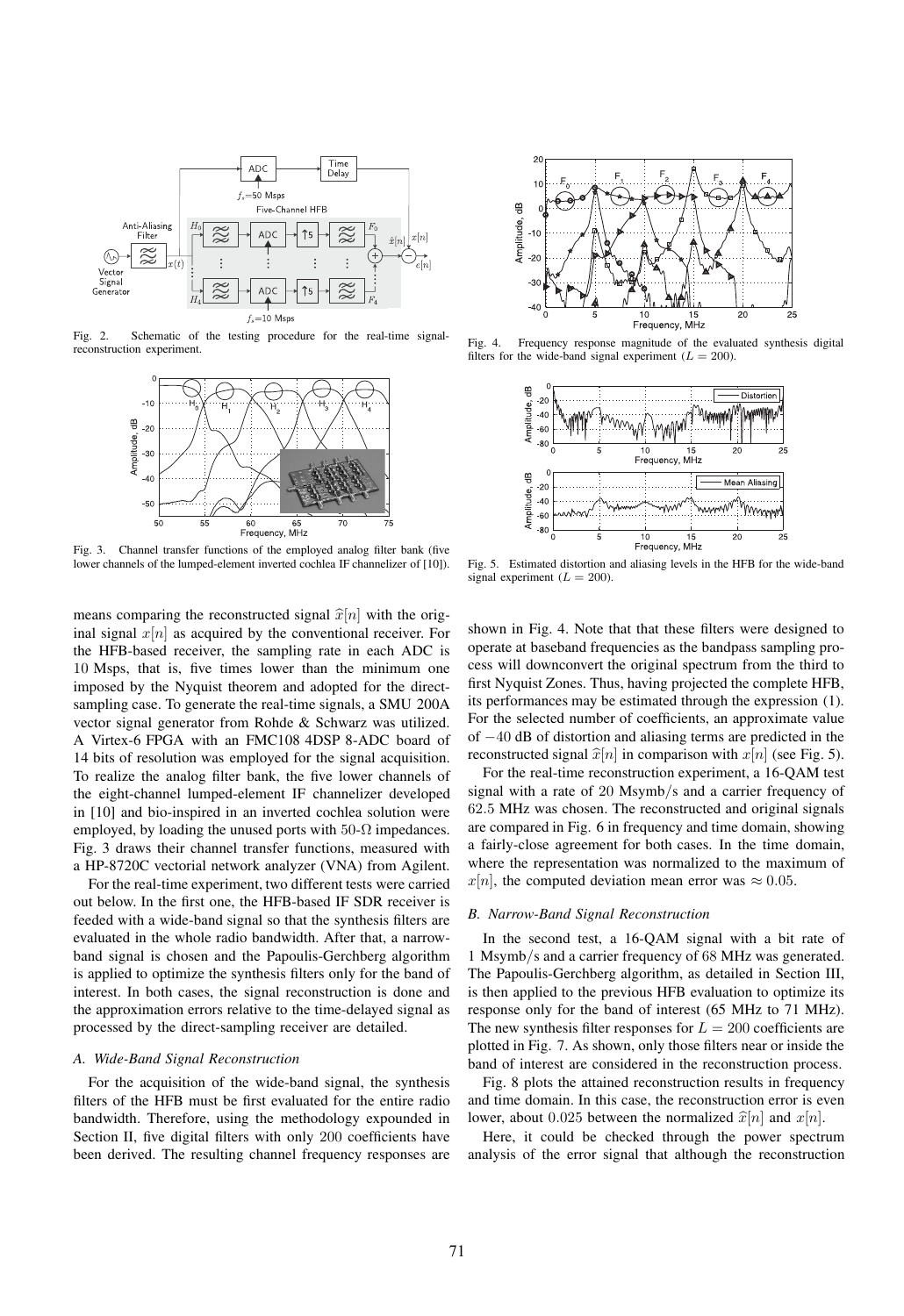Fig. 2. Schematic of the testing procedure for the real-time signal-reconstruction experiment.

Fig. 3. Channel transfer functions of the employed analog filter bank (five lower channels of the lumped-element inverted cochlea IF channelizer of [10]).

Fig. 4. Frequency response magnitude of the evaluated synthesis digital filters for the wide-band signal experiment ($L = 200$).

Fig. 5. Estimated distortion and aliasing levels in the HFB for the wide-band signal experiment ($L = 200$).

means comparing the reconstructed signal $\widehat{x}[n]$ with the original signal $x[n]$ as acquired by the conventional receiver. For the HFB-based receiver, the sampling rate in each ADC is 10 Msps, that is, five times lower than the minimum one imposed by the Nyquist theorem and adopted for the direct-sampling case. To generate the real-time signals, a SMU 200A vector signal generator from Rohde & Schwarz was utilized. A Virtex-6 FPGA with an FMC108 4DSP 8-ADC board of 14 bits of resolution was employed for the signal acquisition. To realize the analog filter bank, the five lower channels of the eight-channel lumped-element IF channelizer developed in [10] and bio-inspired in an inverted cochlea solution were employed, by loading the unused ports with 50-Ω impedances. Fig. 3 draws their channel transfer functions, measured with a HP-8720C vectorial network analyzer (VNA) from Agilent.

For the real-time experiment, two different tests were carried out below. In the first one, the HFB-based IF SDR receiver is feeded with a wide-band signal so that the synthesis filters are evaluated in the whole radio bandwidth. After that, a narrow-band signal is chosen and the Papoulis-Gerchberg algorithm is applied to optimize the synthesis filters only for the band of interest. In both cases, the signal reconstruction is done and the approximation errors relative to the time-delayed signal as processed by the direct-sampling receiver are detailed.

### *A. Wide-Band Signal Reconstruction*

For the acquisition of the wide-band signal, the synthesis filters of the HFB must be first evaluated for the entire radio bandwidth. Therefore, using the methodology expounded in Section II, five digital filters with only 200 coefficients have been derived. The resulting channel frequency responses are shown in Fig. 4. Note that that these filters were designed to operate at baseband frequencies as the bandpass sampling process will downconvert the original spectrum from the third to first Nyquist Zones. Thus, having projected the complete HFB, its performances may be estimated through the expression (1). For the selected number of coefficients, an approximate value of $-40$ dB of distortion and aliasing terms are predicted in the reconstructed signal $\widehat{x}[n]$ in comparison with $x[n]$ (see Fig. 5).

For the real-time reconstruction experiment, a 16-QAM test signal with a rate of 20 Msymb/s and a carrier frequency of 62.5 MHz was chosen. The reconstructed and original signals are compared in Fig. 6 in frequency and time domain, showing a fairly-close agreement for both cases. In the time domain, where the representation was normalized to the maximum of $x[n]$, the computed deviation mean error was $\approx 0.05$.

### *B. Narrow-Band Signal Reconstruction*

In the second test, a 16-QAM signal with a bit rate of 1 Msymb/s and a carrier frequency of 68 MHz was generated. The Papoulis-Gerchberg algorithm, as detailed in Section III, is then applied to the previous HFB evaluation to optimize its response only for the band of interest (65 MHz to 71 MHz). The new synthesis filter responses for $L = 200$ coefficients are plotted in Fig. 7. As shown, only those filters near or inside the band of interest are considered in the reconstruction process.

Fig. 8 plots the attained reconstruction results in frequency and time domain. In this case, the reconstruction error is even lower, about 0.025 between the normalized $\widehat{x}[n]$ and $x[n]$.

Here, it could be checked through the power spectrum analysis of the error signal that although the reconstruction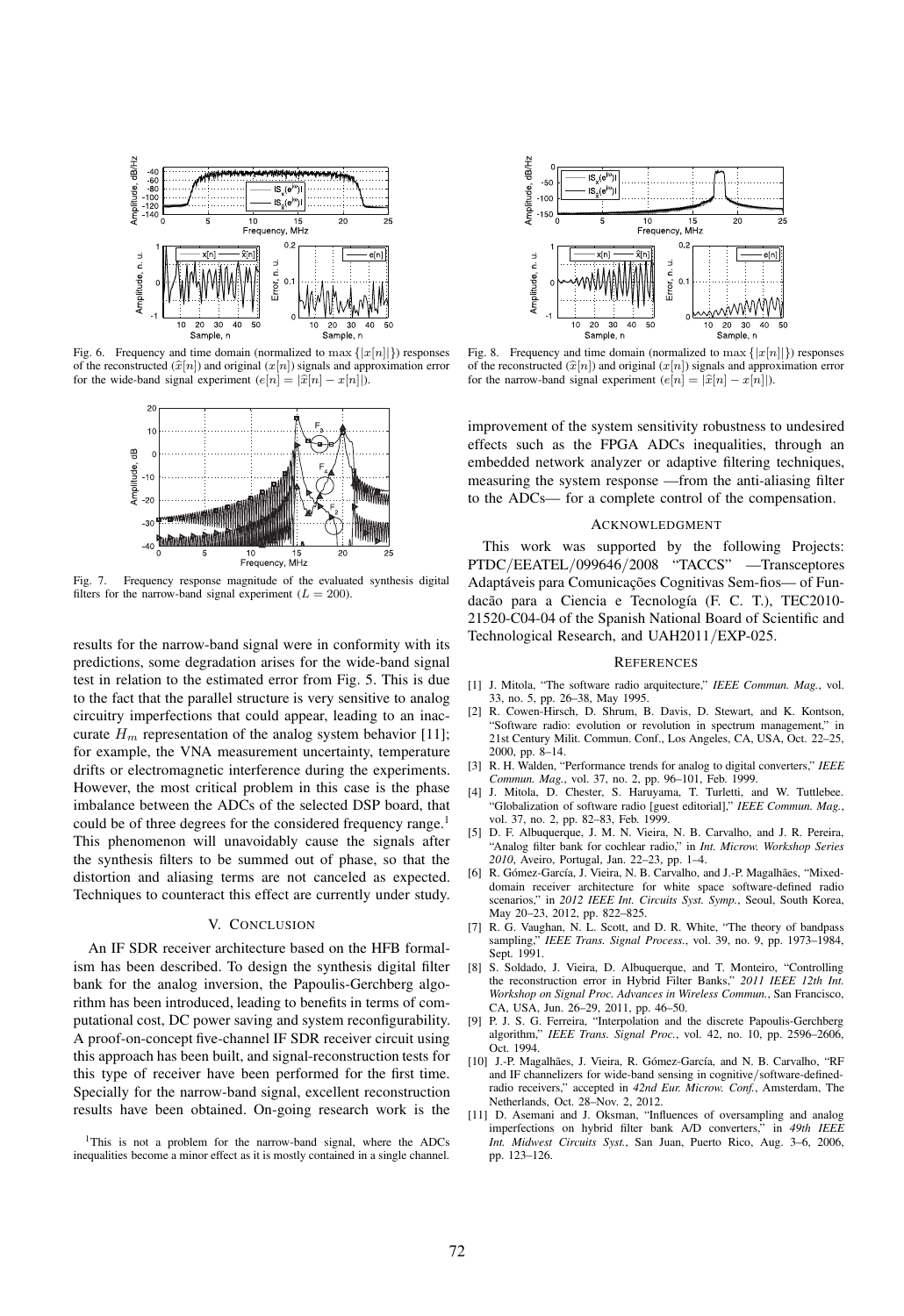Amplitude, dB/Hz
-40
-60
-80
-100
-120
-140
0 5 10 15 20 25
Frequency, MHz
$|S_x(e^{j\omega})|$
$|S_{\hat{x}}(e^{j\omega})|$

Amplitude, n. u.
1
0
-1
10 20 30 40 50
Sample, n
$x[n]$ $\hat{x}[n]$

Error, n. u.
0.2
0.1
0
10 20 30 40 50
Sample, n
$e[n]$

Fig. 6. Frequency and time domain (normalized to $\max\{|x[n]|\}$) responses of the reconstructed ($\hat{x}[n]$) and original ($x[n]$) signals and approximation error for the wide-band signal experiment ($e[n] = |\hat{x}[n] - x[n]|$).

Amplitude, dB
20
10
0
-10
-20
-30
-40
0 5 10 15 20 25
Frequency, MHz
$F_3$
$F_4$
$F_2$

Fig. 7. Frequency response magnitude of the evaluated synthesis digital filters for the narrow-band signal experiment ($L = 200$).

results for the narrow-band signal were in conformity with its predictions, some degradation arises for the wide-band signal test in relation to the estimated error from Fig. 5. This is due to the fact that the parallel structure is very sensitive to analog circuitry imperfections that could appear, leading to an inaccurate $H_m$ representation of the analog system behavior [11]; for example, the VNA measurement uncertainty, temperature drifts or electromagnetic interference during the experiments. However, the most critical problem in this case is the phase imbalance between the ADCs of the selected DSP board, that could be of three degrees for the considered frequency range.[1] This phenomenon will unavoidably cause the signals after the synthesis filters to be summed out of phase, so that the distortion and aliasing terms are not canceled as expected. Techniques to counteract this effect are currently under study.

## V. Conclusion

An IF SDR receiver architecture based on the HFB formalism has been described. To design the synthesis digital filter bank for the analog inversion, the Papoulis-Gerchberg algorithm has been introduced, leading to benefits in terms of computational cost, DC power saving and system reconfigurability. A proof-on-concept five-channel IF SDR receiver circuit using this approach has been built, and signal-reconstruction tests for this type of receiver have been performed for the first time. Specially for the narrow-band signal, excellent reconstruction results have been obtained. On-going research work is the

[1] This is not a problem for the narrow-band signal, where the ADCs inequalities become a minor effect as it is mostly contained in a single channel.

Amplitude, dB/Hz
0
-50
-100
-150
0 5 10 15 20 25
Frequency, MHz
$|S_x(e^{j\omega})|$
$|S_{\hat{x}}(e^{j\omega})|$

Amplitude, n. u.
1
0
-1
10 20 30 40 50
Sample, n
$x[n]$ $\hat{x}[n]$

Error, n. u.
0.2
0.1
0
10 20 30 40 50
Sample, n
$e[n]$

Fig. 8. Frequency and time domain (normalized to $\max\{|x[n]|\}$) responses of the reconstructed ($\hat{x}[n]$) and original ($x[n]$) signals and approximation error for the narrow-band signal experiment ($e[n] = |\hat{x}[n] - x[n]|$).

improvement of the system sensitivity robustness to undesired effects such as the FPGA ADCs inequalities, through an embedded network analyzer or adaptive filtering techniques, measuring the system response —from the anti-aliasing filter to the ADCs— for a complete control of the compensation.

## Acknowledgment

This work was supported by the following Projects: PTDC/EEATEL/099646/2008 "TACCS" —Transceptores Adaptáveis para Comunicações Cognitivas Sem-fios— of Fundacão para a Ciencia e Tecnología (F. C. T.), TEC2010-21520-C04-04 of the Spanish National Board of Scientific and Technological Research, and UAH2011/EXP-025.

## References

[1] J. Mitola, "The software radio arquitecture," *IEEE Commun. Mag.*, vol. 33, no. 5, pp. 26–38, May 1995.

[2] R. Cowen-Hirsch, D. Shrum, B. Davis, D. Stewart, and K. Kontson, "Software radio: evolution or revolution in spectrum management," in 21st Century Milit. Commun. Conf., Los Angeles, CA, USA, Oct. 22–25, 2000, pp. 8–14.

[3] R. H. Walden, "Performance trends for analog to digital converters," *IEEE Commun. Mag.*, vol. 37, no. 2, pp. 96–101, Feb. 1999.

[4] J. Mitola, D. Chester, S. Haruyama, T. Turletti, and W. Tuttlebee. "Globalization of software radio [guest editorial]," *IEEE Commun. Mag.*, vol. 37, no. 2, pp. 82–83, Feb. 1999.

[5] D. F. Albuquerque, J. M. N. Vieira, N. B. Carvalho, and J. R. Pereira, "Analog filter bank for cochlear radio," in *Int. Microw. Workshop Series 2010*, Aveiro, Portugal, Jan. 22–23, pp. 1–4.

[6] R. Gómez-García, J. Vieira, N. B. Carvalho, and J.-P. Magalhães, "Mixed-domain receiver architecture for white space software-defined radio scenarios," in *2012 IEEE Int. Circuits Syst. Symp.*, Seoul, South Korea, May 20–23, 2012, pp. 822–825.

[7] R. G. Vaughan, N. L. Scott, and D. R. White, "The theory of bandpass sampling," *IEEE Trans. Signal Process.*, vol. 39, no. 9, pp. 1973–1984, Sept. 1991.

[8] S. Soldado, J. Vieira, D. Albuquerque, and T. Monteiro, "Controlling the reconstruction error in Hybrid Filter Banks," *2011 IEEE 12th Int. Workshop on Signal Proc. Advances in Wireless Commun.*, San Francisco, CA, USA, Jun. 26–29, 2011, pp. 46–50.

[9] P. J. S. G. Ferreira, "Interpolation and the discrete Papoulis-Gerchberg algorithm," *IEEE Trans. Signal Proc.*, vol. 42, no. 10, pp. 2596–2606, Oct. 1994.

[10] J.-P. Magalhães, J. Vieira, R. Gómez-García, and N. B. Carvalho, "RF and IF channelizers for wide-band sensing in cognitive/software-defined-radio receivers," accepted in *42nd Eur. Microw. Conf.*, Amsterdam, The Netherlands, Oct. 28–Nov. 2, 2012.

[11] D. Asemani and J. Oksman, "Influences of oversampling and analog imperfections on hybrid filter bank A/D converters," in *49th IEEE Int. Midwest Circuits Syst.*, San Juan, Puerto Rico, Aug. 3–6, 2006, pp. 123–126.